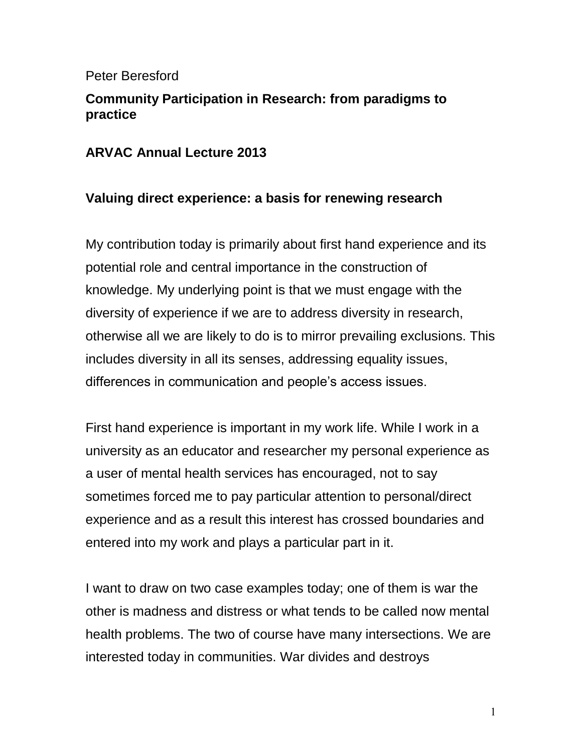Peter Beresford

## Community Participation in Research: from paradigms to practice

## ARVAC Annual Lecture 2013

### Valuing direct experience: a basis for renewing research

My contribution today is primarily about first hand experience and its potential role and central importance in the construction of knowledge. My underlying point is that we must engage with the diversity of experience if we are to address diversity in research, otherwise all we are likely to do is to mirror prevailing exclusions. This includes diversity in all its senses, addressing equality issues, differences in communication and people's access issues.

First hand experience is important in my work life. While I work in a university as an educator and researcher my personal experience as a user of mental health services has encouraged, not to say sometimes forced me to pay particular attention to personal/direct experience and as a result this interest has crossed boundaries and entered into my work and plays a particular part in it.

I want to draw on two case examples today; one of them is war the other is madness and distress or what tends to be called now mental health problems. The two of course have many intersections. We are interested today in communities. War divides and destroys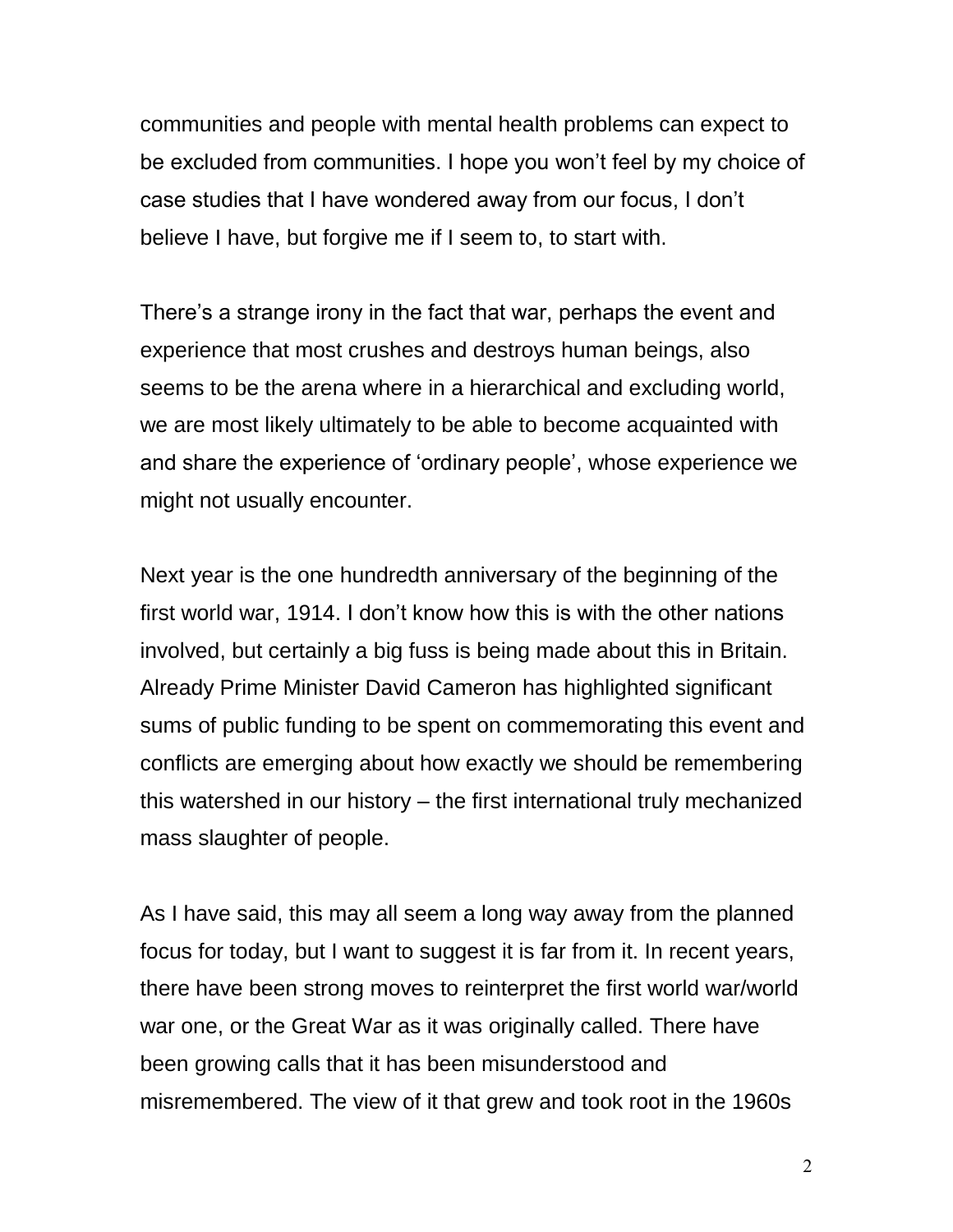communities and people with mental health problems can expect to be excluded from communities. I hope you won't feel by my choice of case studies that I have wondered away from our focus, I don't believe I have, but forgive me if I seem to, to start with.

There's a strange irony in the fact that war, perhaps the event and experience that most crushes and destroys human beings, also seems to be the arena where in a hierarchical and excluding world, we are most likely ultimately to be able to become acquainted with and share the experience of 'ordinary people', whose experience we might not usually encounter.

Next year is the one hundredth anniversary of the beginning of the first world war, 1914. I don't know how this is with the other nations involved, but certainly a big fuss is being made about this in Britain. Already Prime Minister David Cameron has highlighted significant sums of public funding to be spent on commemorating this event and conflicts are emerging about how exactly we should be remembering this watershed in our history – the first international truly mechanized mass slaughter of people.

As I have said, this may all seem a long way away from the planned focus for today, but I want to suggest it is far from it. In recent years, there have been strong moves to reinterpret the first world war/world war one, or the Great War as it was originally called. There have been growing calls that it has been misunderstood and misremembered. The view of it that grew and took root in the 1960s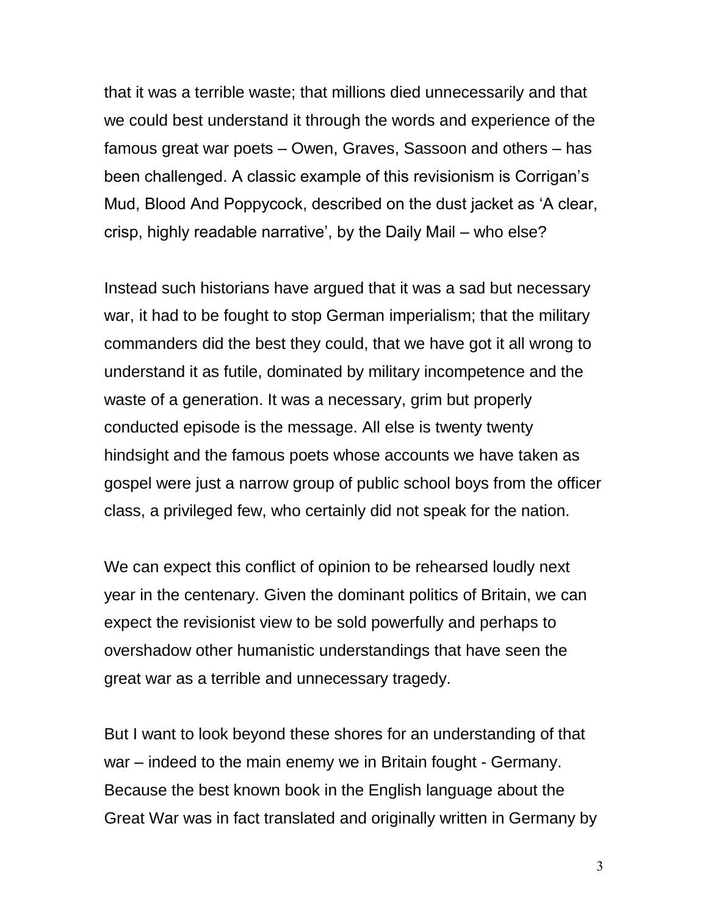that it was a terrible waste; that millions died unnecessarily and that we could best understand it through the words and experience of the famous great war poets – Owen, Graves, Sassoon and others – has been challenged. A classic example of this revisionism is Corrigan's Mud, Blood And Poppycock, described on the dust jacket as 'A clear, crisp, highly readable narrative', by the Daily Mail – who else?

Instead such historians have argued that it was a sad but necessary war, it had to be fought to stop German imperialism; that the military commanders did the best they could, that we have got it all wrong to understand it as futile, dominated by military incompetence and the waste of a generation. It was a necessary, grim but properly conducted episode is the message. All else is twenty twenty hindsight and the famous poets whose accounts we have taken as gospel were just a narrow group of public school boys from the officer class, a privileged few, who certainly did not speak for the nation.

We can expect this conflict of opinion to be rehearsed loudly next year in the centenary. Given the dominant politics of Britain, we can expect the revisionist view to be sold powerfully and perhaps to overshadow other humanistic understandings that have seen the great war as a terrible and unnecessary tragedy.

But I want to look beyond these shores for an understanding of that war – indeed to the main enemy we in Britain fought - Germany. Because the best known book in the English language about the Great War was in fact translated and originally written in Germany by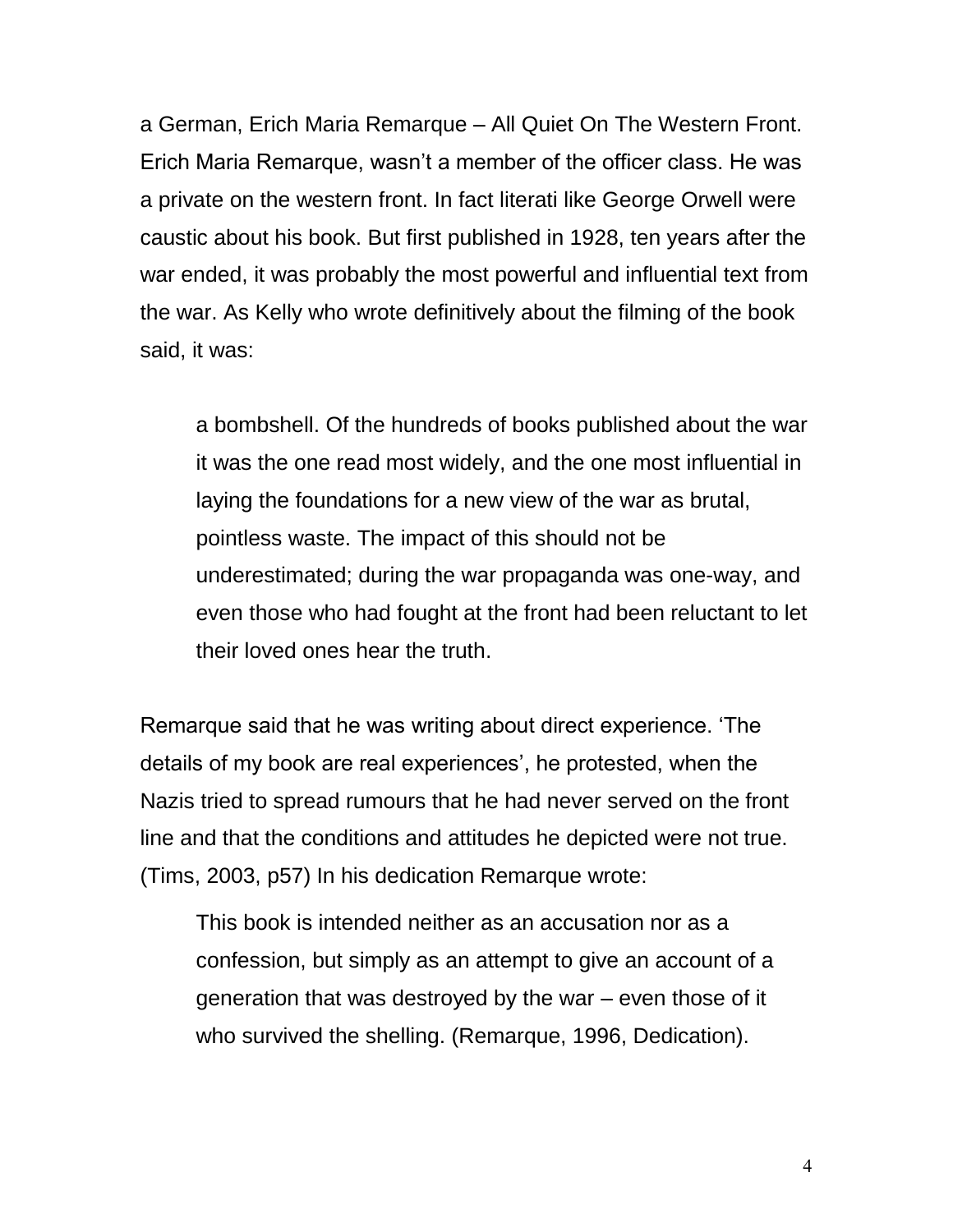a German, Erich Maria Remarque – All Quiet On The Western Front. Erich Maria Remarque, wasn't a member of the officer class. He was a private on the western front. In fact literati like George Orwell were caustic about his book. But first published in 1928, ten years after the war ended, it was probably the most powerful and influential text from the war. As Kelly who wrote definitively about the filming of the book said, it was:

> a bombshell. Of the hundreds of books published about the war it was the one read most widely, and the one most influential in laying the foundations for a new view of the war as brutal, pointless waste. The impact of this should not be underestimated; during the war propaganda was one-way, and even those who had fought at the front had been reluctant to let their loved ones hear the truth.

Remarque said that he was writing about direct experience. 'The details of my book are real experiences', he protested, when the Nazis tried to spread rumours that he had never served on the front line and that the conditions and attitudes he depicted were not true. (Tims, 2003, p57) In his dedication Remarque wrote:

> This book is intended neither as an accusation nor as a confession, but simply as an attempt to give an account of a generation that was destroyed by the war – even those of it who survived the shelling. (Remarque, 1996, Dedication).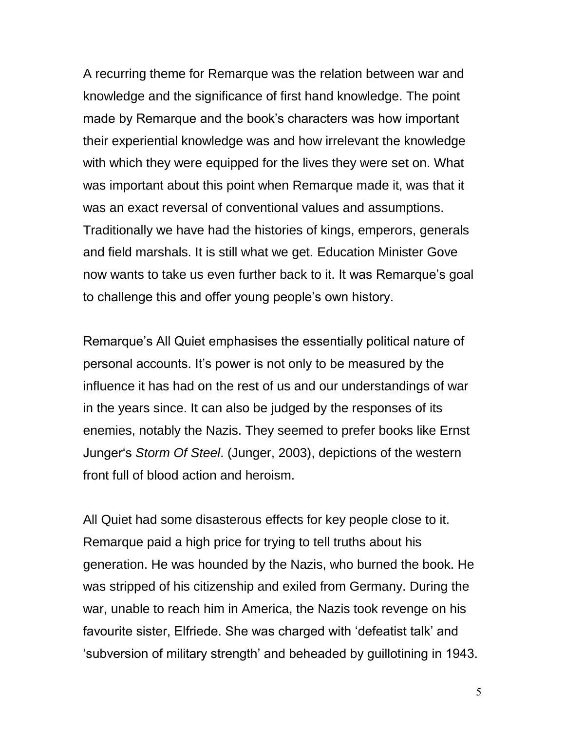A recurring theme for Remarque was the relation between war and knowledge and the significance of first hand knowledge. The point made by Remarque and the book's characters was how important their experiential knowledge was and how irrelevant the knowledge with which they were equipped for the lives they were set on. What was important about this point when Remarque made it, was that it was an exact reversal of conventional values and assumptions. Traditionally we have had the histories of kings, emperors, generals and field marshals. It is still what we get. Education Minister Gove now wants to take us even further back to it. It was Remarque's goal to challenge this and offer young people's own history.

Remarque's All Quiet emphasises the essentially political nature of personal accounts. It's power is not only to be measured by the influence it has had on the rest of us and our understandings of war in the years since. It can also be judged by the responses of its enemies, notably the Nazis. They seemed to prefer books like Ernst Junger's *Storm Of Steel*. (Junger, 2003), depictions of the western front full of blood action and heroism.

All Quiet had some disasterous effects for key people close to it. Remarque paid a high price for trying to tell truths about his generation. He was hounded by the Nazis, who burned the book. He was stripped of his citizenship and exiled from Germany. During the war, unable to reach him in America, the Nazis took revenge on his favourite sister, Elfriede. She was charged with 'defeatist talk' and 'subversion of military strength' and beheaded by guillotining in 1943.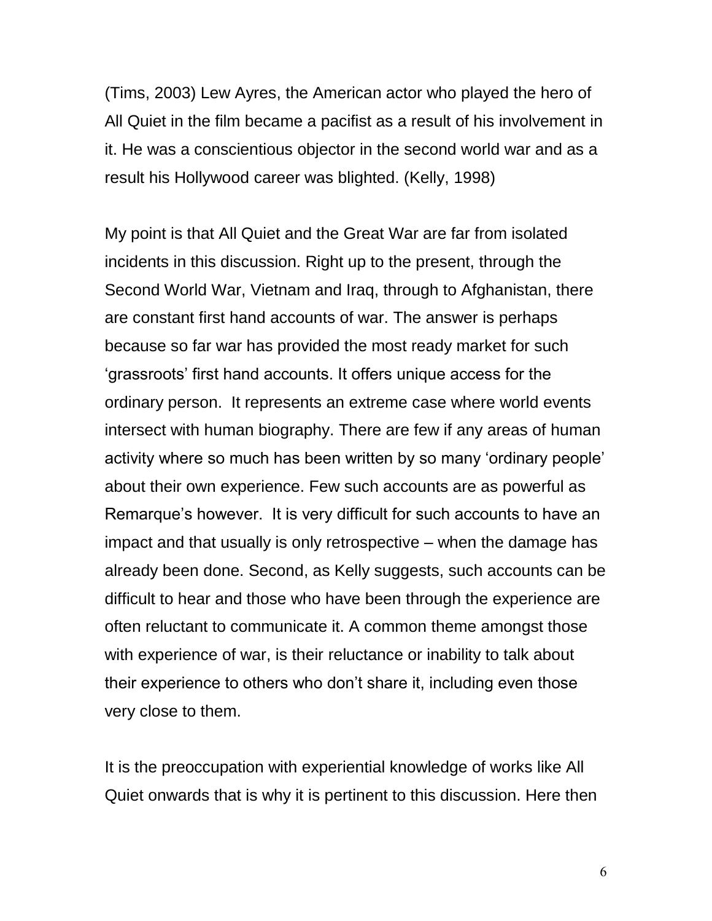(Tims, 2003) Lew Ayres, the American actor who played the hero of All Quiet in the film became a pacifist as a result of his involvement in it. He was a conscientious objector in the second world war and as a result his Hollywood career was blighted. (Kelly, 1998)

My point is that All Quiet and the Great War are far from isolated incidents in this discussion. Right up to the present, through the Second World War, Vietnam and Iraq, through to Afghanistan, there are constant first hand accounts of war. The answer is perhaps because so far war has provided the most ready market for such 'grassroots' first hand accounts. It offers unique access for the ordinary person. It represents an extreme case where world events intersect with human biography. There are few if any areas of human activity where so much has been written by so many 'ordinary people' about their own experience. Few such accounts are as powerful as Remarque's however. It is very difficult for such accounts to have an impact and that usually is only retrospective – when the damage has already been done. Second, as Kelly suggests, such accounts can be difficult to hear and those who have been through the experience are often reluctant to communicate it. A common theme amongst those with experience of war, is their reluctance or inability to talk about their experience to others who don't share it, including even those very close to them.

It is the preoccupation with experiential knowledge of works like All Quiet onwards that is why it is pertinent to this discussion. Here then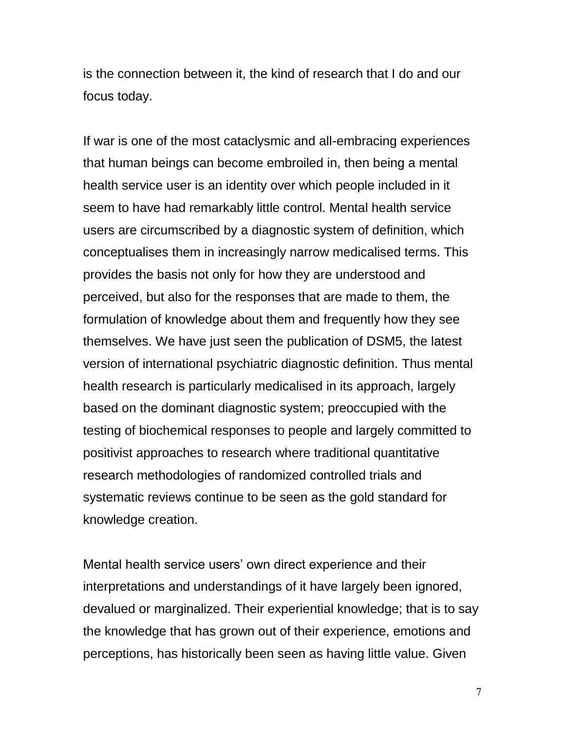is the connection between it, the kind of research that I do and our focus today.

If war is one of the most cataclysmic and all-embracing experiences that human beings can become embroiled in, then being a mental health service user is an identity over which people included in it seem to have had remarkably little control. Mental health service users are circumscribed by a diagnostic system of definition, which conceptualises them in increasingly narrow medicalised terms. This provides the basis not only for how they are understood and perceived, but also for the responses that are made to them, the formulation of knowledge about them and frequently how they see themselves. We have just seen the publication of DSM5, the latest version of international psychiatric diagnostic definition. Thus mental health research is particularly medicalised in its approach, largely based on the dominant diagnostic system; preoccupied with the testing of biochemical responses to people and largely committed to positivist approaches to research where traditional quantitative research methodologies of randomized controlled trials and systematic reviews continue to be seen as the gold standard for knowledge creation.

Mental health service users' own direct experience and their interpretations and understandings of it have largely been ignored, devalued or marginalized. Their experiential knowledge; that is to say the knowledge that has grown out of their experience, emotions and perceptions, has historically been seen as having little value. Given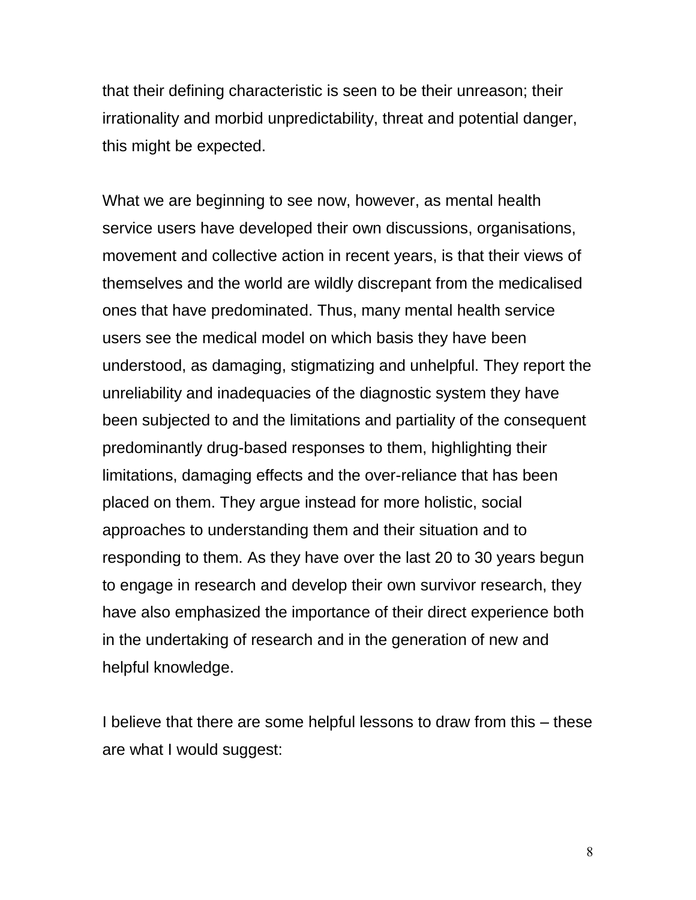that their defining characteristic is seen to be their unreason; their irrationality and morbid unpredictability, threat and potential danger, this might be expected.

What we are beginning to see now, however, as mental health service users have developed their own discussions, organisations, movement and collective action in recent years, is that their views of themselves and the world are wildly discrepant from the medicalised ones that have predominated. Thus, many mental health service users see the medical model on which basis they have been understood, as damaging, stigmatizing and unhelpful. They report the unreliability and inadequacies of the diagnostic system they have been subjected to and the limitations and partiality of the consequent predominantly drug-based responses to them, highlighting their limitations, damaging effects and the over-reliance that has been placed on them. They argue instead for more holistic, social approaches to understanding them and their situation and to responding to them. As they have over the last 20 to 30 years begun to engage in research and develop their own survivor research, they have also emphasized the importance of their direct experience both in the undertaking of research and in the generation of new and helpful knowledge.

I believe that there are some helpful lessons to draw from this – these are what I would suggest: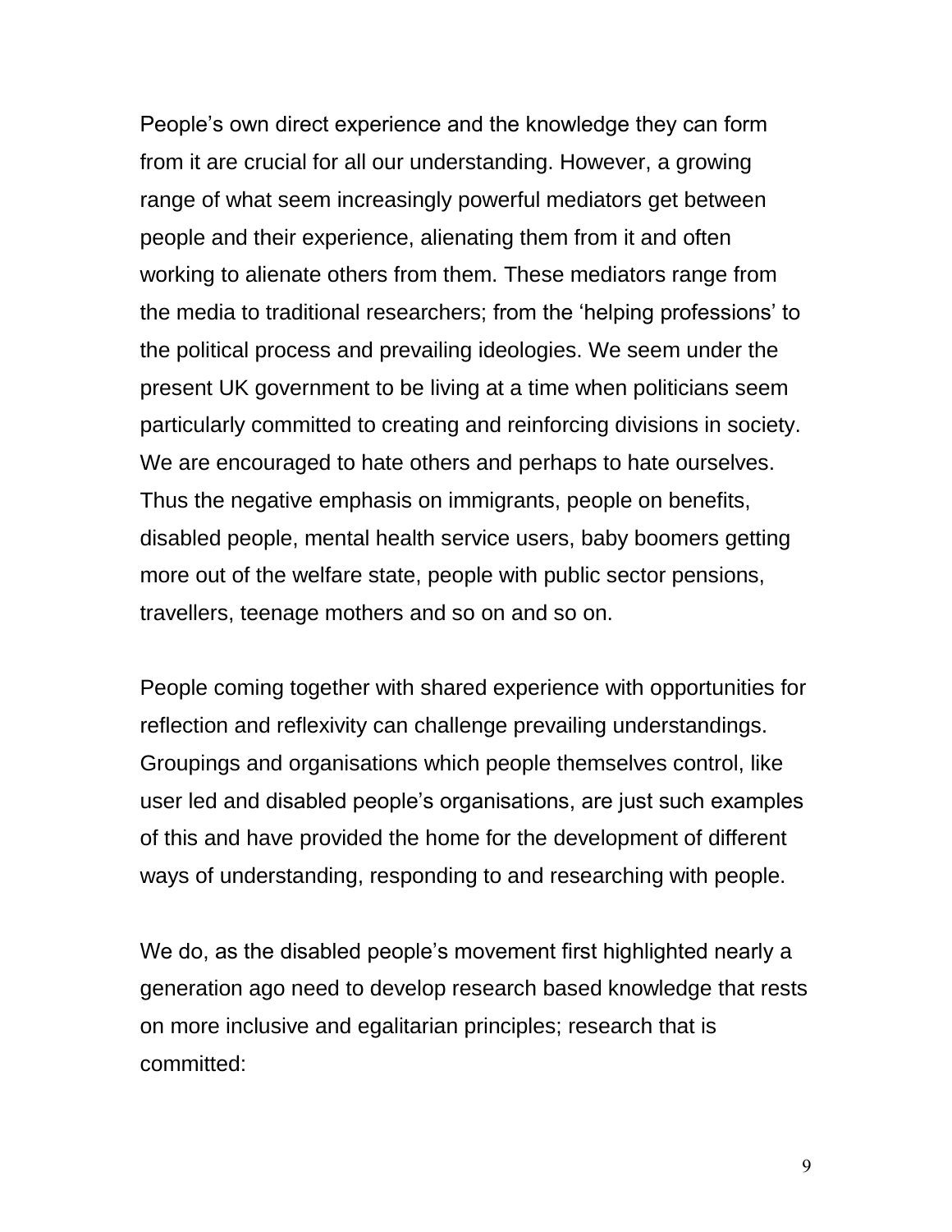People's own direct experience and the knowledge they can form from it are crucial for all our understanding. However, a growing range of what seem increasingly powerful mediators get between people and their experience, alienating them from it and often working to alienate others from them. These mediators range from the media to traditional researchers; from the 'helping professions' to the political process and prevailing ideologies. We seem under the present UK government to be living at a time when politicians seem particularly committed to creating and reinforcing divisions in society. We are encouraged to hate others and perhaps to hate ourselves. Thus the negative emphasis on immigrants, people on benefits, disabled people, mental health service users, baby boomers getting more out of the welfare state, people with public sector pensions, travellers, teenage mothers and so on and so on.

People coming together with shared experience with opportunities for reflection and reflexivity can challenge prevailing understandings. Groupings and organisations which people themselves control, like user led and disabled people's organisations, are just such examples of this and have provided the home for the development of different ways of understanding, responding to and researching with people.

We do, as the disabled people's movement first highlighted nearly a generation ago need to develop research based knowledge that rests on more inclusive and egalitarian principles; research that is committed: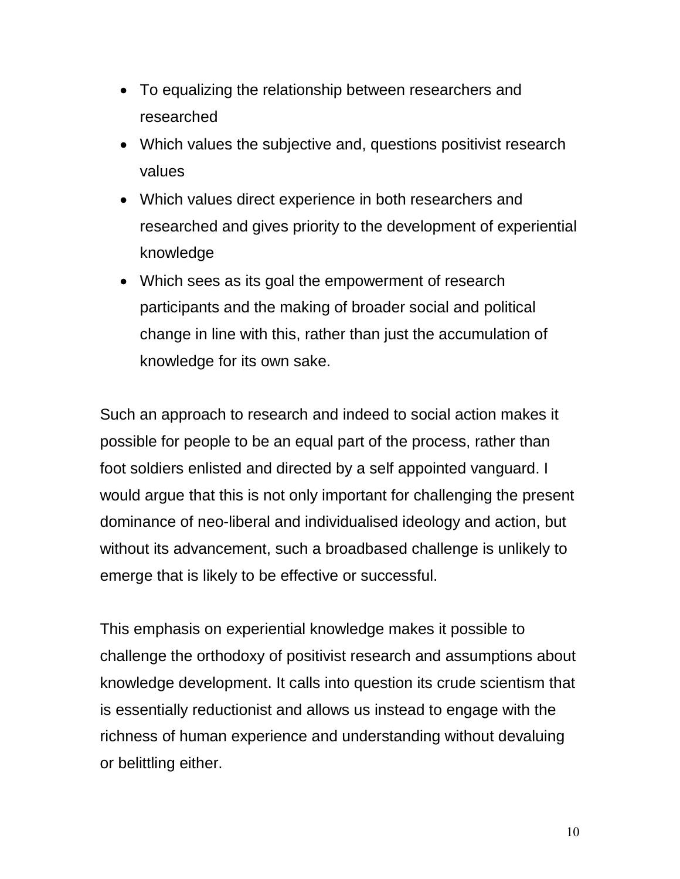- To equalizing the relationship between researchers and researched
- Which values the subjective and, questions positivist research values
- Which values direct experience in both researchers and researched and gives priority to the development of experiential knowledge
- Which sees as its goal the empowerment of research participants and the making of broader social and political change in line with this, rather than just the accumulation of knowledge for its own sake.

Such an approach to research and indeed to social action makes it possible for people to be an equal part of the process, rather than foot soldiers enlisted and directed by a self appointed vanguard. I would argue that this is not only important for challenging the present dominance of neo-liberal and individualised ideology and action, but without its advancement, such a broadbased challenge is unlikely to emerge that is likely to be effective or successful.

This emphasis on experiential knowledge makes it possible to challenge the orthodoxy of positivist research and assumptions about knowledge development. It calls into question its crude scientism that is essentially reductionist and allows us instead to engage with the richness of human experience and understanding without devaluing or belittling either.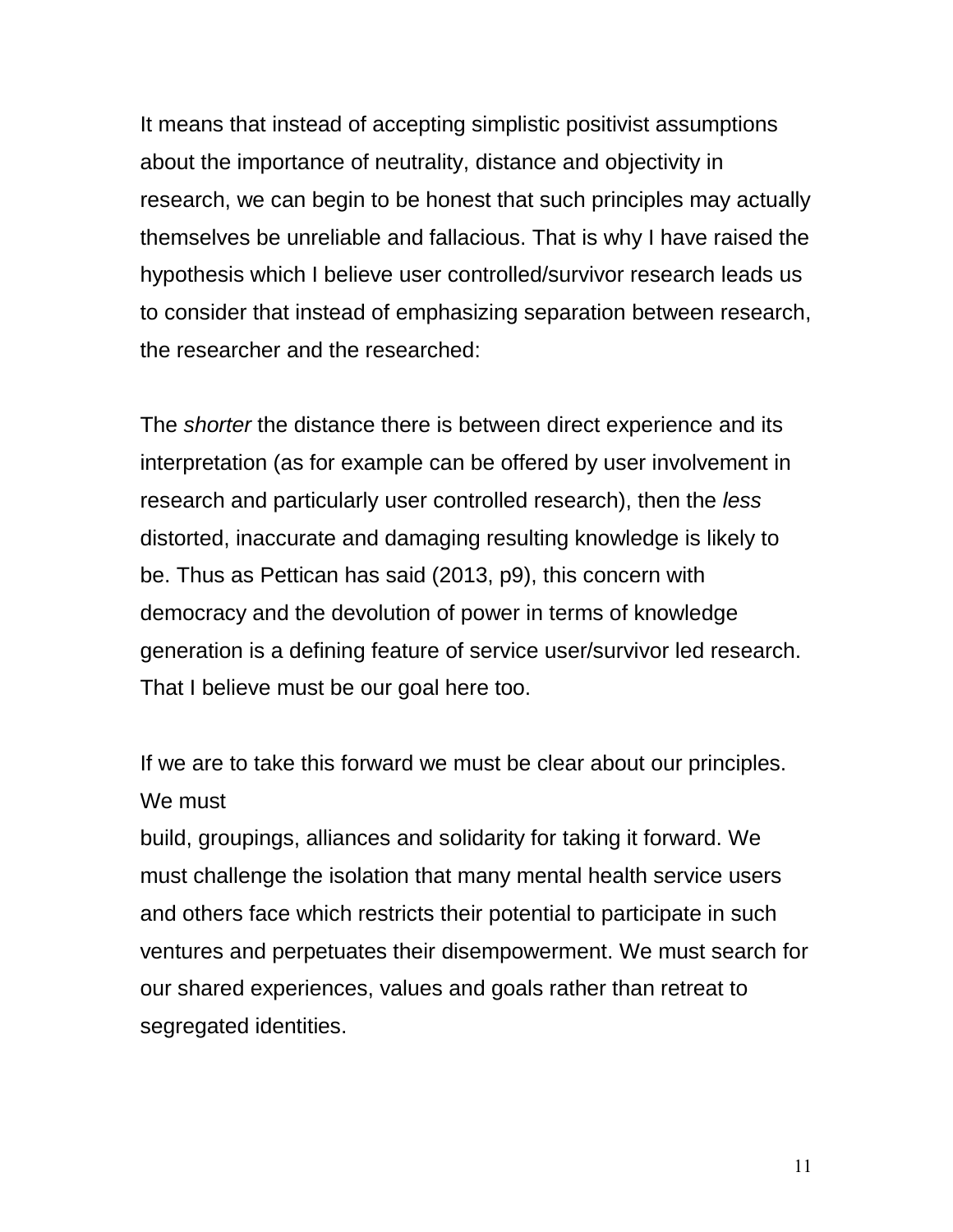It means that instead of accepting simplistic positivist assumptions about the importance of neutrality, distance and objectivity in research, we can begin to be honest that such principles may actually themselves be unreliable and fallacious. That is why I have raised the hypothesis which I believe user controlled/survivor research leads us to consider that instead of emphasizing separation between research, the researcher and the researched:

The *shorter* the distance there is between direct experience and its interpretation (as for example can be offered by user involvement in research and particularly user controlled research), then the *less* distorted, inaccurate and damaging resulting knowledge is likely to be. Thus as Pettican has said (2013, p9), this concern with democracy and the devolution of power in terms of knowledge generation is a defining feature of service user/survivor led research. That I believe must be our goal here too.

If we are to take this forward we must be clear about our principles. We must build, groupings, alliances and solidarity for taking it forward. We must challenge the isolation that many mental health service users and others face which restricts their potential to participate in such ventures and perpetuates their disempowerment. We must search for our shared experiences, values and goals rather than retreat to segregated identities.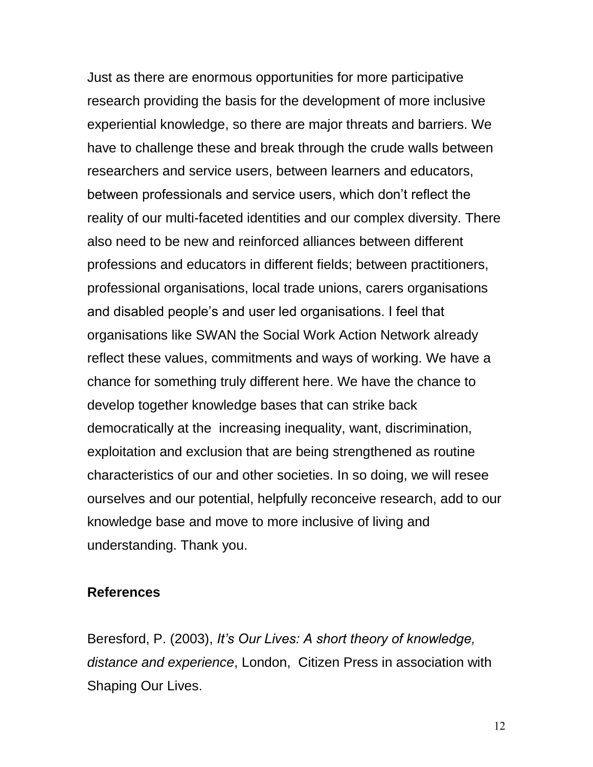Just as there are enormous opportunities for more participative research providing the basis for the development of more inclusive experiential knowledge, so there are major threats and barriers. We have to challenge these and break through the crude walls between researchers and service users, between learners and educators, between professionals and service users, which don't reflect the reality of our multi-faceted identities and our complex diversity. There also need to be new and reinforced alliances between different professions and educators in different fields; between practitioners, professional organisations, local trade unions, carers organisations and disabled people's and user led organisations. I feel that organisations like SWAN the Social Work Action Network already reflect these values, commitments and ways of working. We have a chance for something truly different here. We have the chance to develop together knowledge bases that can strike back democratically at the increasing inequality, want, discrimination, exploitation and exclusion that are being strengthened as routine characteristics of our and other societies. In so doing, we will resee ourselves and our potential, helpfully reconceive research, add to our knowledge base and move to more inclusive of living and understanding. Thank you.

**References**

Beresford, P. (2003), *It's Our Lives: A short theory of knowledge, distance and experience*, London, Citizen Press in association with Shaping Our Lives.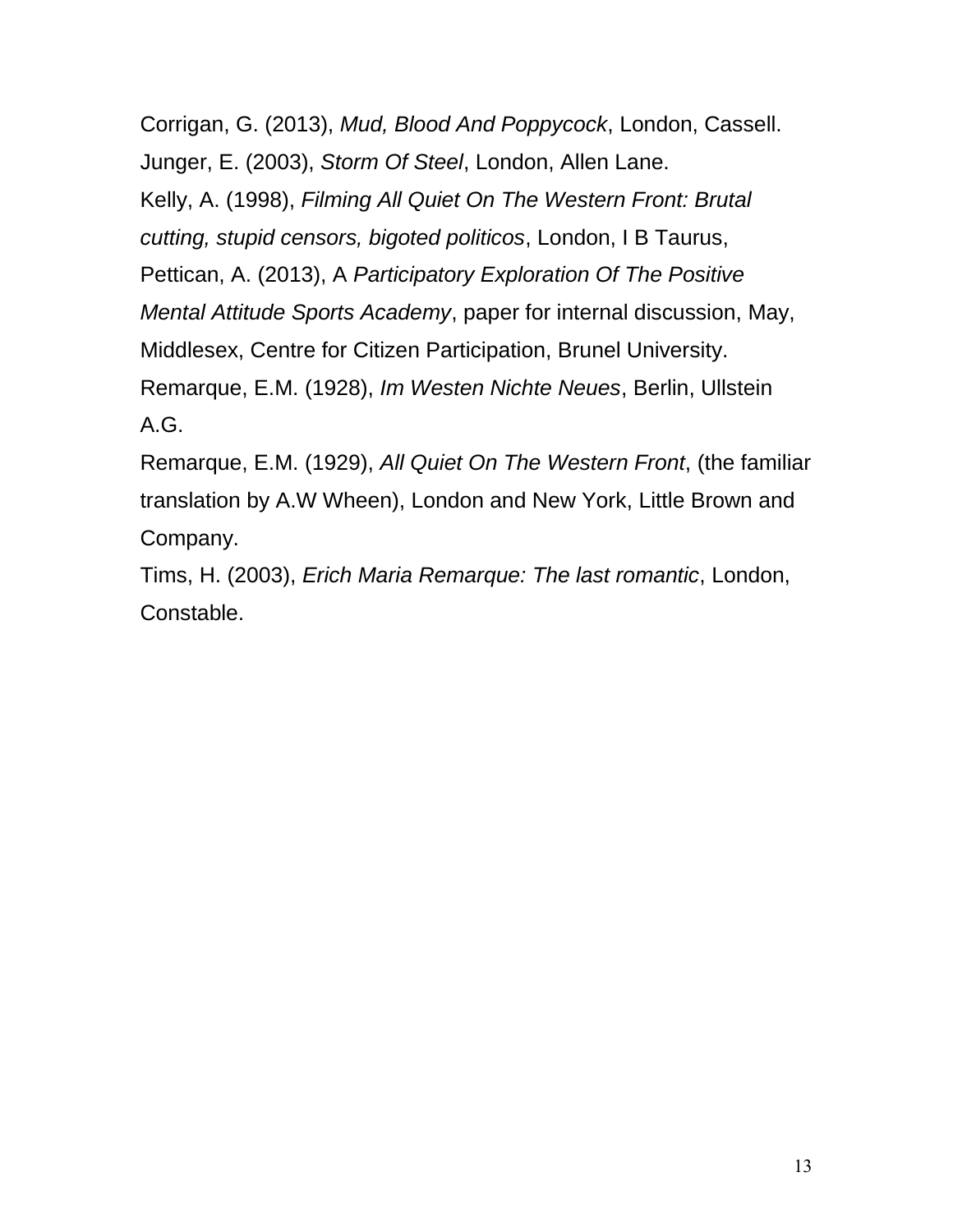Corrigan, G. (2013), *Mud, Blood And Poppycock*, London, Cassell.

Junger, E. (2003), *Storm Of Steel*, London, Allen Lane.

Kelly, A. (1998), *Filming All Quiet On The Western Front: Brutal cutting, stupid censors, bigoted politicos*, London, I B Taurus,

Pettican, A. (2013), A *Participatory Exploration Of The Positive Mental Attitude Sports Academy*, paper for internal discussion, May, Middlesex, Centre for Citizen Participation, Brunel University.

Remarque, E.M. (1928), *Im Westen Nichte Neues*, Berlin, Ullstein A.G.

Remarque, E.M. (1929), *All Quiet On The Western Front*, (the familiar translation by A.W Wheen), London and New York, Little Brown and Company.

Tims, H. (2003), *Erich Maria Remarque: The last romantic*, London, Constable.